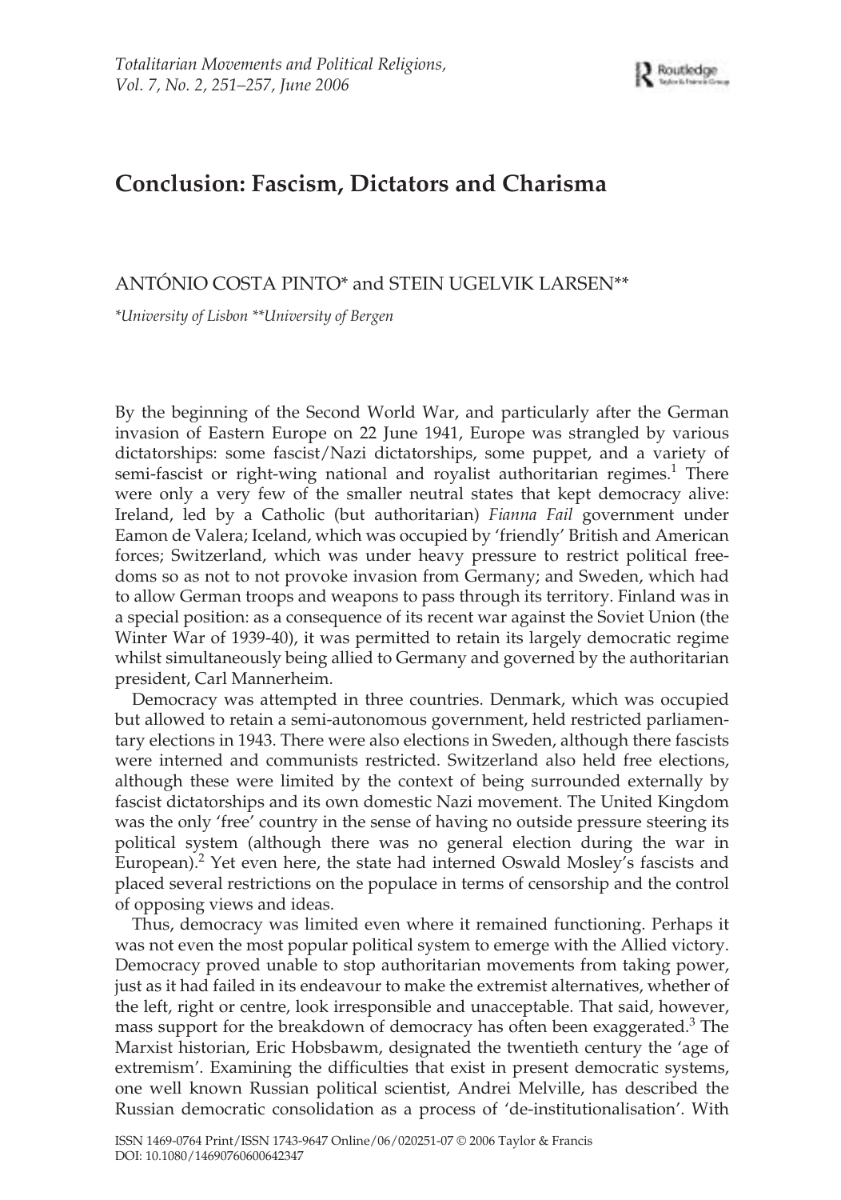# Conclusion: Fascism, Dictators and Charisma

ANTÓNIO COSTA PINTO* and STEIN UGELVIK LARSEN**

*\*University of Lisbon \*\*University of Bergen*

By the beginning of the Second World War, and particularly after the German invasion of Eastern Europe on 22 June 1941, Europe was strangled by various dictatorships: some fascist/Nazi dictatorships, some puppet, and a variety of semi-fascist or right-wing national and royalist authoritarian regimes.[1] There were only a very few of the smaller neutral states that kept democracy alive: Ireland, led by a Catholic (but authoritarian) *Fianna Fail* government under Eamon de Valera; Iceland, which was occupied by 'friendly' British and American forces; Switzerland, which was under heavy pressure to restrict political freedoms so as not to not provoke invasion from Germany; and Sweden, which had to allow German troops and weapons to pass through its territory. Finland was in a special position: as a consequence of its recent war against the Soviet Union (the Winter War of 1939-40), it was permitted to retain its largely democratic regime whilst simultaneously being allied to Germany and governed by the authoritarian president, Carl Mannerheim.

Democracy was attempted in three countries. Denmark, which was occupied but allowed to retain a semi-autonomous government, held restricted parliamentary elections in 1943. There were also elections in Sweden, although there fascists were interned and communists restricted. Switzerland also held free elections, although these were limited by the context of being surrounded externally by fascist dictatorships and its own domestic Nazi movement. The United Kingdom was the only 'free' country in the sense of having no outside pressure steering its political system (although there was no general election during the war in European).[2] Yet even here, the state had interned Oswald Mosley's fascists and placed several restrictions on the populace in terms of censorship and the control of opposing views and ideas.

Thus, democracy was limited even where it remained functioning. Perhaps it was not even the most popular political system to emerge with the Allied victory. Democracy proved unable to stop authoritarian movements from taking power, just as it had failed in its endeavour to make the extremist alternatives, whether of the left, right or centre, look irresponsible and unacceptable. That said, however, mass support for the breakdown of democracy has often been exaggerated.[3] The Marxist historian, Eric Hobsbawm, designated the twentieth century the 'age of extremism'. Examining the difficulties that exist in present democratic systems, one well known Russian political scientist, Andrei Melville, has described the Russian democratic consolidation as a process of 'de-institutionalisation'. With

ISSN 1469-0764 Print/ISSN 1743-9647 Online/06/020251-07 © 2006 Taylor & Francis
DOI: 10.1080/14690760600642347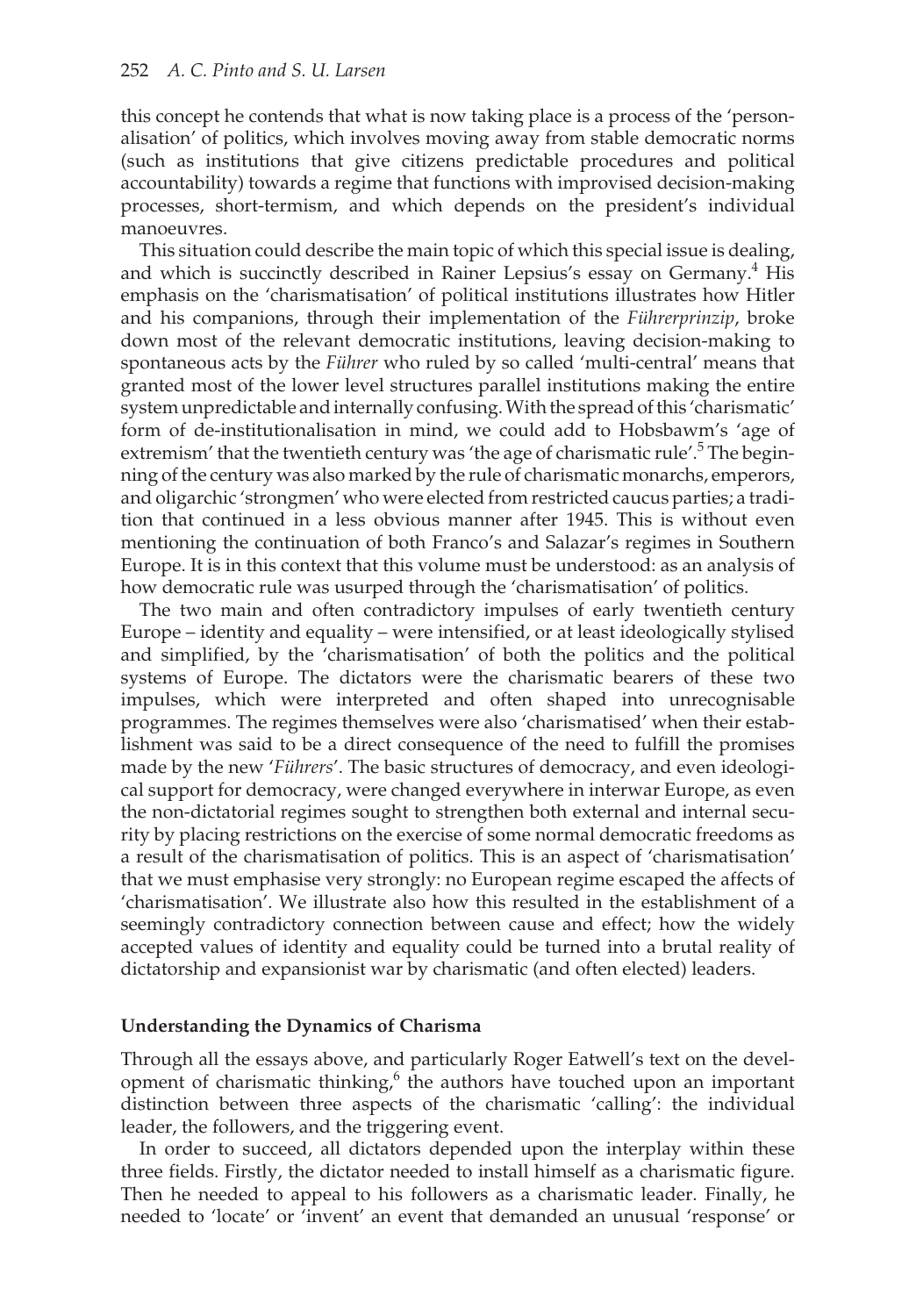this concept he contends that what is now taking place is a process of the 'personalisation' of politics, which involves moving away from stable democratic norms (such as institutions that give citizens predictable procedures and political accountability) towards a regime that functions with improvised decision-making processes, short-termism, and which depends on the president's individual manoeuvres.

This situation could describe the main topic of which this special issue is dealing, and which is succinctly described in Rainer Lepsius's essay on Germany.[4] His emphasis on the 'charismatisation' of political institutions illustrates how Hitler and his companions, through their implementation of the *Führerprinzip*, broke down most of the relevant democratic institutions, leaving decision-making to spontaneous acts by the *Führer* who ruled by so called 'multi-central' means that granted most of the lower level structures parallel institutions making the entire system unpredictable and internally confusing. With the spread of this 'charismatic' form of de-institutionalisation in mind, we could add to Hobsbawm's 'age of extremism' that the twentieth century was 'the age of charismatic rule'.[5] The beginning of the century was also marked by the rule of charismatic monarchs, emperors, and oligarchic 'strongmen' who were elected from restricted caucus parties; a tradition that continued in a less obvious manner after 1945. This is without even mentioning the continuation of both Franco's and Salazar's regimes in Southern Europe. It is in this context that this volume must be understood: as an analysis of how democratic rule was usurped through the 'charismatisation' of politics.

The two main and often contradictory impulses of early twentieth century Europe – identity and equality – were intensified, or at least ideologically stylised and simplified, by the 'charismatisation' of both the politics and the political systems of Europe. The dictators were the charismatic bearers of these two impulses, which were interpreted and often shaped into unrecognisable programmes. The regimes themselves were also 'charismatised' when their establishment was said to be a direct consequence of the need to fulfill the promises made by the new '*Führers*'. The basic structures of democracy, and even ideological support for democracy, were changed everywhere in interwar Europe, as even the non-dictatorial regimes sought to strengthen both external and internal security by placing restrictions on the exercise of some normal democratic freedoms as a result of the charismatisation of politics. This is an aspect of 'charismatisation' that we must emphasise very strongly: no European regime escaped the affects of 'charismatisation'. We illustrate also how this resulted in the establishment of a seemingly contradictory connection between cause and effect; how the widely accepted values of identity and equality could be turned into a brutal reality of dictatorship and expansionist war by charismatic (and often elected) leaders.

## Understanding the Dynamics of Charisma

Through all the essays above, and particularly Roger Eatwell's text on the development of charismatic thinking,[6] the authors have touched upon an important distinction between three aspects of the charismatic 'calling': the individual leader, the followers, and the triggering event.

In order to succeed, all dictators depended upon the interplay within these three fields. Firstly, the dictator needed to install himself as a charismatic figure. Then he needed to appeal to his followers as a charismatic leader. Finally, he needed to 'locate' or 'invent' an event that demanded an unusual 'response' or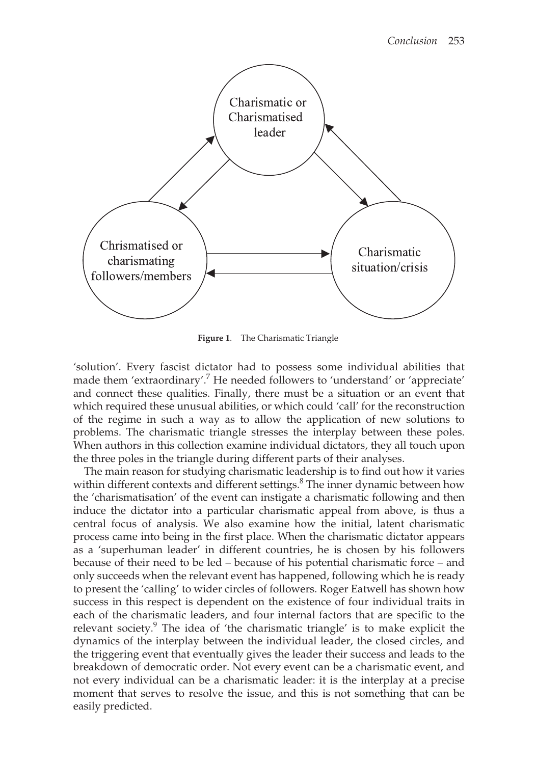Charismatic or Charismatised leader

Chrismatised or charismating followers/members

Charismatic situation/crisis

**Figure 1**. The Charismatic Triangle

'solution'. Every fascist dictator had to possess some individual abilities that made them 'extraordinary'.[7] He needed followers to 'understand' or 'appreciate' and connect these qualities. Finally, there must be a situation or an event that which required these unusual abilities, or which could 'call' for the reconstruction of the regime in such a way as to allow the application of new solutions to problems. The charismatic triangle stresses the interplay between these poles. When authors in this collection examine individual dictators, they all touch upon the three poles in the triangle during different parts of their analyses.

The main reason for studying charismatic leadership is to find out how it varies within different contexts and different settings.[8] The inner dynamic between how the 'charismatisation' of the event can instigate a charismatic following and then induce the dictator into a particular charismatic appeal from above, is thus a central focus of analysis. We also examine how the initial, latent charismatic process came into being in the first place. When the charismatic dictator appears as a 'superhuman leader' in different countries, he is chosen by his followers because of their need to be led – because of his potential charismatic force – and only succeeds when the relevant event has happened, following which he is ready to present the 'calling' to wider circles of followers. Roger Eatwell has shown how success in this respect is dependent on the existence of four individual traits in each of the charismatic leaders, and four internal factors that are specific to the relevant society.[9] The idea of 'the charismatic triangle' is to make explicit the dynamics of the interplay between the individual leader, the closed circles, and the triggering event that eventually gives the leader their success and leads to the breakdown of democratic order. Not every event can be a charismatic event, and not every individual can be a charismatic leader: it is the interplay at a precise moment that serves to resolve the issue, and this is not something that can be easily predicted.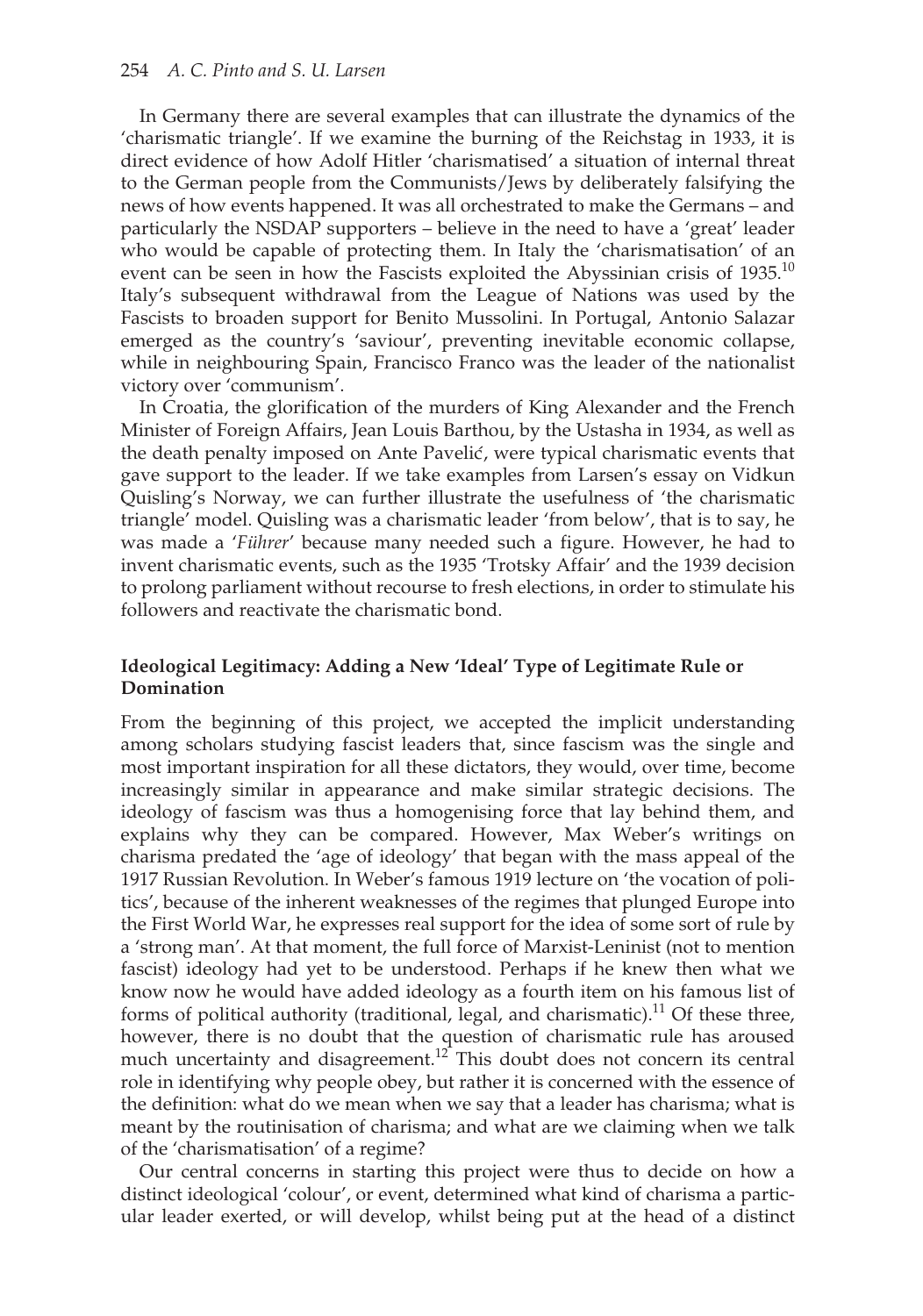In Germany there are several examples that can illustrate the dynamics of the 'charismatic triangle'. If we examine the burning of the Reichstag in 1933, it is direct evidence of how Adolf Hitler 'charismatised' a situation of internal threat to the German people from the Communists/Jews by deliberately falsifying the news of how events happened. It was all orchestrated to make the Germans – and particularly the NSDAP supporters – believe in the need to have a 'great' leader who would be capable of protecting them. In Italy the 'charismatisation' of an event can be seen in how the Fascists exploited the Abyssinian crisis of 1935.[10] Italy's subsequent withdrawal from the League of Nations was used by the Fascists to broaden support for Benito Mussolini. In Portugal, Antonio Salazar emerged as the country's 'saviour', preventing inevitable economic collapse, while in neighbouring Spain, Francisco Franco was the leader of the nationalist victory over 'communism'.

In Croatia, the glorification of the murders of King Alexander and the French Minister of Foreign Affairs, Jean Louis Barthou, by the Ustasha in 1934, as well as the death penalty imposed on Ante Pavelić, were typical charismatic events that gave support to the leader. If we take examples from Larsen's essay on Vidkun Quisling's Norway, we can further illustrate the usefulness of 'the charismatic triangle' model. Quisling was a charismatic leader 'from below', that is to say, he was made a '*Führer*' because many needed such a figure. However, he had to invent charismatic events, such as the 1935 'Trotsky Affair' and the 1939 decision to prolong parliament without recourse to fresh elections, in order to stimulate his followers and reactivate the charismatic bond.

## Ideological Legitimacy: Adding a New 'Ideal' Type of Legitimate Rule or Domination

From the beginning of this project, we accepted the implicit understanding among scholars studying fascist leaders that, since fascism was the single and most important inspiration for all these dictators, they would, over time, become increasingly similar in appearance and make similar strategic decisions. The ideology of fascism was thus a homogenising force that lay behind them, and explains why they can be compared. However, Max Weber's writings on charisma predated the 'age of ideology' that began with the mass appeal of the 1917 Russian Revolution. In Weber's famous 1919 lecture on 'the vocation of politics', because of the inherent weaknesses of the regimes that plunged Europe into the First World War, he expresses real support for the idea of some sort of rule by a 'strong man'. At that moment, the full force of Marxist-Leninist (not to mention fascist) ideology had yet to be understood. Perhaps if he knew then what we know now he would have added ideology as a fourth item on his famous list of forms of political authority (traditional, legal, and charismatic).[11] Of these three, however, there is no doubt that the question of charismatic rule has aroused much uncertainty and disagreement.[12] This doubt does not concern its central role in identifying why people obey, but rather it is concerned with the essence of the definition: what do we mean when we say that a leader has charisma; what is meant by the routinisation of charisma; and what are we claiming when we talk of the 'charismatisation' of a regime?

Our central concerns in starting this project were thus to decide on how a distinct ideological 'colour', or event, determined what kind of charisma a particular leader exerted, or will develop, whilst being put at the head of a distinct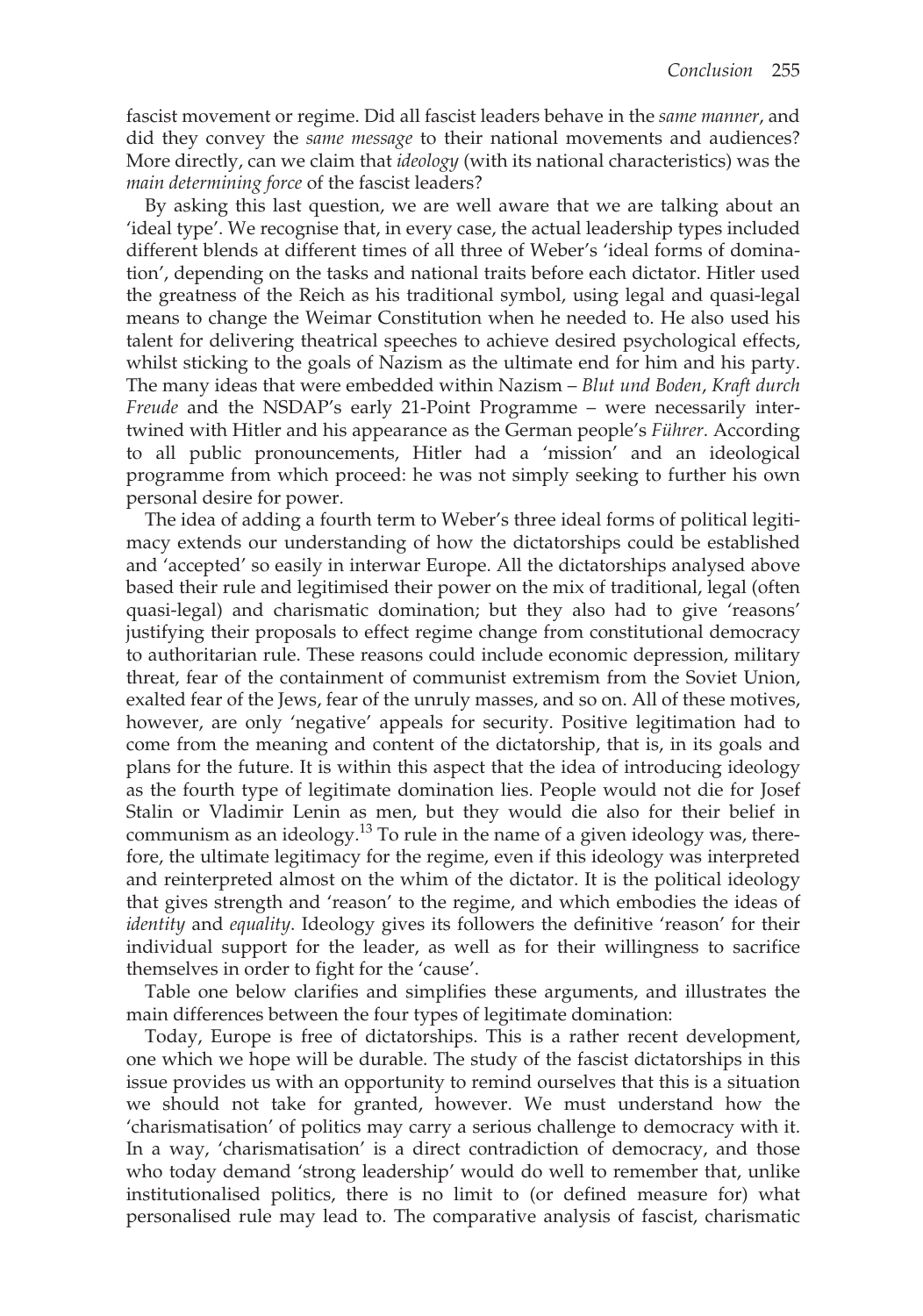fascist movement or regime. Did all fascist leaders behave in the *same manner*, and did they convey the *same message* to their national movements and audiences? More directly, can we claim that *ideology* (with its national characteristics) was the *main determining force* of the fascist leaders?

By asking this last question, we are well aware that we are talking about an 'ideal type'. We recognise that, in every case, the actual leadership types included different blends at different times of all three of Weber's 'ideal forms of domination', depending on the tasks and national traits before each dictator. Hitler used the greatness of the Reich as his traditional symbol, using legal and quasi-legal means to change the Weimar Constitution when he needed to. He also used his talent for delivering theatrical speeches to achieve desired psychological effects, whilst sticking to the goals of Nazism as the ultimate end for him and his party. The many ideas that were embedded within Nazism – *Blut und Boden*, *Kraft durch Freude* and the NSDAP's early 21-Point Programme – were necessarily intertwined with Hitler and his appearance as the German people's *Führer*. According to all public pronouncements, Hitler had a 'mission' and an ideological programme from which proceed: he was not simply seeking to further his own personal desire for power.

The idea of adding a fourth term to Weber's three ideal forms of political legitimacy extends our understanding of how the dictatorships could be established and 'accepted' so easily in interwar Europe. All the dictatorships analysed above based their rule and legitimised their power on the mix of traditional, legal (often quasi-legal) and charismatic domination; but they also had to give 'reasons' justifying their proposals to effect regime change from constitutional democracy to authoritarian rule. These reasons could include economic depression, military threat, fear of the containment of communist extremism from the Soviet Union, exalted fear of the Jews, fear of the unruly masses, and so on. All of these motives, however, are only 'negative' appeals for security. Positive legitimation had to come from the meaning and content of the dictatorship, that is, in its goals and plans for the future. It is within this aspect that the idea of introducing ideology as the fourth type of legitimate domination lies. People would not die for Josef Stalin or Vladimir Lenin as men, but they would die also for their belief in communism as an ideology.[13] To rule in the name of a given ideology was, therefore, the ultimate legitimacy for the regime, even if this ideology was interpreted and reinterpreted almost on the whim of the dictator. It is the political ideology that gives strength and 'reason' to the regime, and which embodies the ideas of *identity* and *equality*. Ideology gives its followers the definitive 'reason' for their individual support for the leader, as well as for their willingness to sacrifice themselves in order to fight for the 'cause'.

Table one below clarifies and simplifies these arguments, and illustrates the main differences between the four types of legitimate domination:

Today, Europe is free of dictatorships. This is a rather recent development, one which we hope will be durable. The study of the fascist dictatorships in this issue provides us with an opportunity to remind ourselves that this is a situation we should not take for granted, however. We must understand how the 'charismatisation' of politics may carry a serious challenge to democracy with it. In a way, 'charismatisation' is a direct contradiction of democracy, and those who today demand 'strong leadership' would do well to remember that, unlike institutionalised politics, there is no limit to (or defined measure for) what personalised rule may lead to. The comparative analysis of fascist, charismatic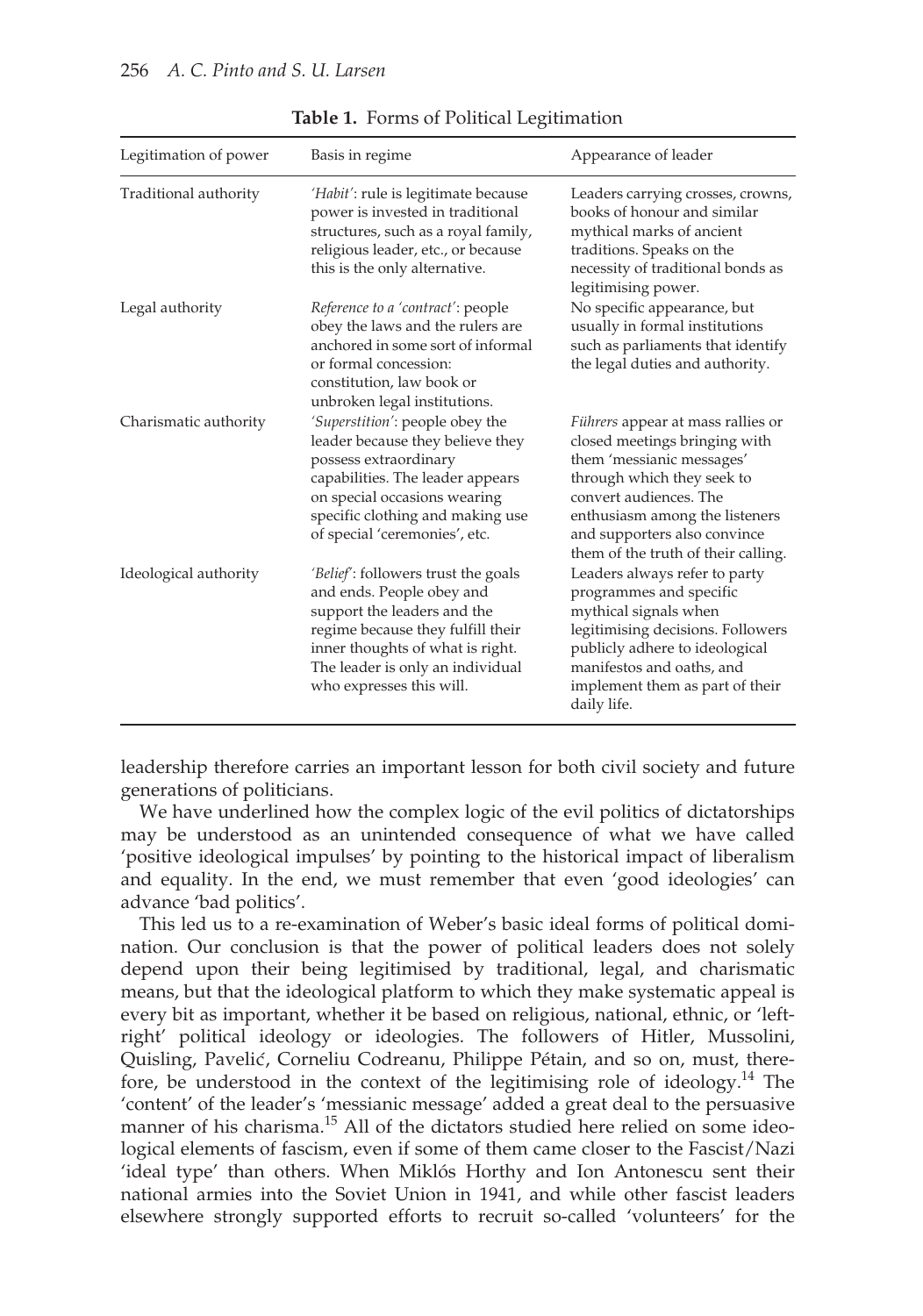**Table 1.** Forms of Political Legitimation

| Legitimation of power | Basis in regime | Appearance of leader |
| --- | --- | --- |
| Traditional authority | *'Habit'*: rule is legitimate because power is invested in traditional structures, such as a royal family, religious leader, etc., or because this is the only alternative. | Leaders carrying crosses, crowns, books of honour and similar mythical marks of ancient traditions. Speaks on the necessity of traditional bonds as legitimising power. |
| Legal authority | *Reference to a 'contract'*: people obey the laws and the rulers are anchored in some sort of informal or formal concession: constitution, law book or unbroken legal institutions. | No specific appearance, but usually in formal institutions such as parliaments that identify the legal duties and authority. |
| Charismatic authority | *'Superstition'*: people obey the leader because they believe they possess extraordinary capabilities. The leader appears on special occasions wearing specific clothing and making use of special 'ceremonies', etc. | *Führers* appear at mass rallies or closed meetings bringing with them 'messianic messages' through which they seek to convert audiences. The enthusiasm among the listeners and supporters also convince them of the truth of their calling. |
| Ideological authority | *'Belief'*: followers trust the goals and ends. People obey and support the leaders and the regime because they fulfill their inner thoughts of what is right. The leader is only an individual who expresses this will. | Leaders always refer to party programmes and specific mythical signals when legitimising decisions. Followers publicly adhere to ideological manifestos and oaths, and implement them as part of their daily life. |

leadership therefore carries an important lesson for both civil society and future generations of politicians.

We have underlined how the complex logic of the evil politics of dictatorships may be understood as an unintended consequence of what we have called 'positive ideological impulses' by pointing to the historical impact of liberalism and equality. In the end, we must remember that even 'good ideologies' can advance 'bad politics'.

This led us to a re-examination of Weber's basic ideal forms of political domination. Our conclusion is that the power of political leaders does not solely depend upon their being legitimised by traditional, legal, and charismatic means, but that the ideological platform to which they make systematic appeal is every bit as important, whether it be based on religious, national, ethnic, or 'left-right' political ideology or ideologies. The followers of Hitler, Mussolini, Quisling, Pavelić, Corneliu Codreanu, Philippe Pétain, and so on, must, therefore, be understood in the context of the legitimising role of ideology.[14] The 'content' of the leader's 'messianic message' added a great deal to the persuasive manner of his charisma.[15] All of the dictators studied here relied on some ideological elements of fascism, even if some of them came closer to the Fascist/Nazi 'ideal type' than others. When Miklós Horthy and Ion Antonescu sent their national armies into the Soviet Union in 1941, and while other fascist leaders elsewhere strongly supported efforts to recruit so-called 'volunteers' for the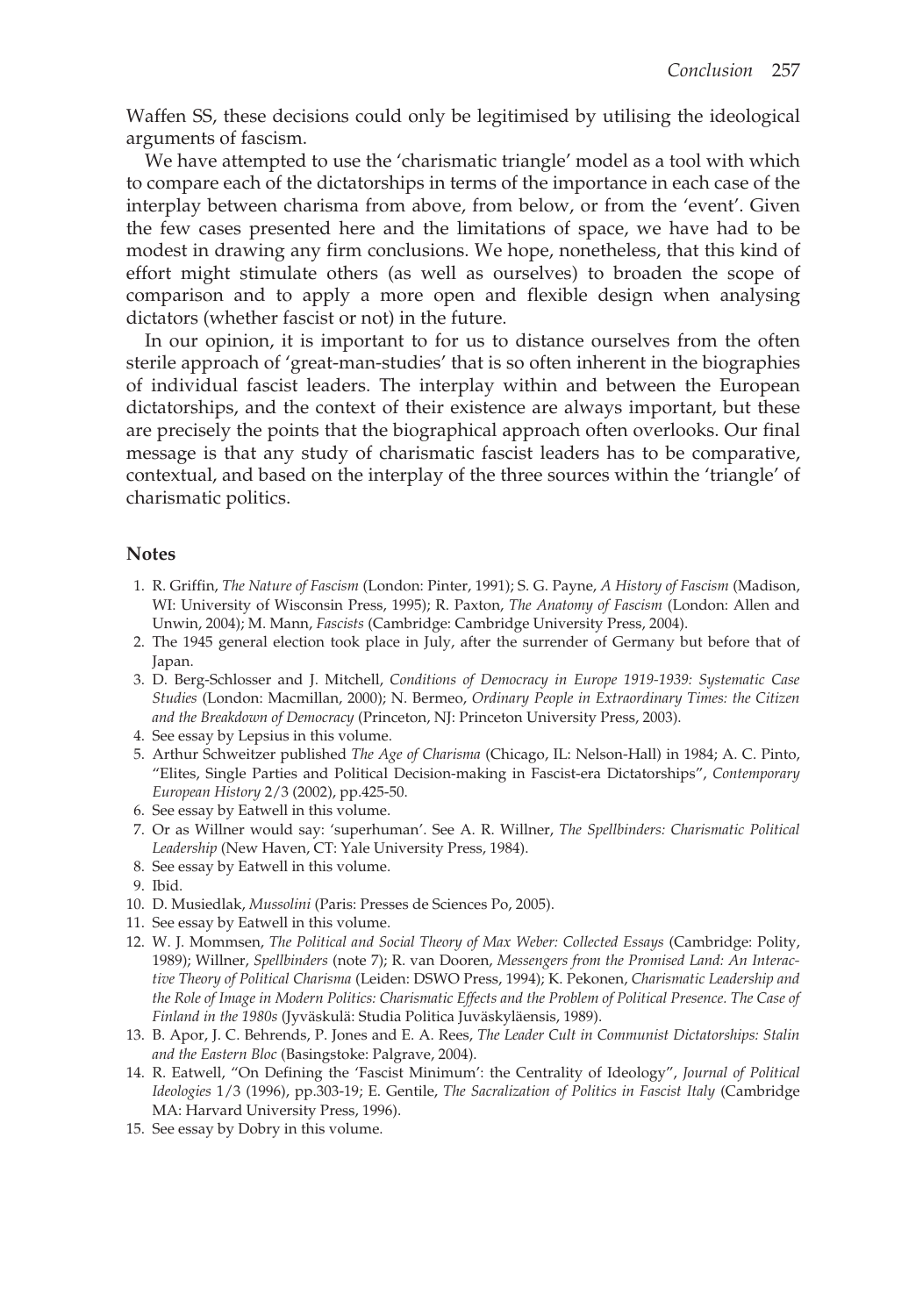Waffen SS, these decisions could only be legitimised by utilising the ideological arguments of fascism.

We have attempted to use the 'charismatic triangle' model as a tool with which to compare each of the dictatorships in terms of the importance in each case of the interplay between charisma from above, from below, or from the 'event'. Given the few cases presented here and the limitations of space, we have had to be modest in drawing any firm conclusions. We hope, nonetheless, that this kind of effort might stimulate others (as well as ourselves) to broaden the scope of comparison and to apply a more open and flexible design when analysing dictators (whether fascist or not) in the future.

In our opinion, it is important to for us to distance ourselves from the often sterile approach of 'great-man-studies' that is so often inherent in the biographies of individual fascist leaders. The interplay within and between the European dictatorships, and the context of their existence are always important, but these are precisely the points that the biographical approach often overlooks. Our final message is that any study of charismatic fascist leaders has to be comparative, contextual, and based on the interplay of the three sources within the 'triangle' of charismatic politics.

## Notes

1. R. Griffin, *The Nature of Fascism* (London: Pinter, 1991); S. G. Payne, *A History of Fascism* (Madison, WI: University of Wisconsin Press, 1995); R. Paxton, *The Anatomy of Fascism* (London: Allen and Unwin, 2004); M. Mann, *Fascists* (Cambridge: Cambridge University Press, 2004).
2. The 1945 general election took place in July, after the surrender of Germany but before that of Japan.
3. D. Berg-Schlosser and J. Mitchell, *Conditions of Democracy in Europe 1919-1939: Systematic Case Studies* (London: Macmillan, 2000); N. Bermeo, *Ordinary People in Extraordinary Times: the Citizen and the Breakdown of Democracy* (Princeton, NJ: Princeton University Press, 2003).
4. See essay by Lepsius in this volume.
5. Arthur Schweitzer published *The Age of Charisma* (Chicago, IL: Nelson-Hall) in 1984; A. C. Pinto, "Elites, Single Parties and Political Decision-making in Fascist-era Dictatorships", *Contemporary European History* 2/3 (2002), pp.425-50.
6. See essay by Eatwell in this volume.
7. Or as Willner would say: 'superhuman'. See A. R. Willner, *The Spellbinders: Charismatic Political Leadership* (New Haven, CT: Yale University Press, 1984).
8. See essay by Eatwell in this volume.
9. Ibid.
10. D. Musiedlak, *Mussolini* (Paris: Presses de Sciences Po, 2005).
11. See essay by Eatwell in this volume.
12. W. J. Mommsen, *The Political and Social Theory of Max Weber: Collected Essays* (Cambridge: Polity, 1989); Willner, *Spellbinders* (note 7); R. van Dooren, *Messengers from the Promised Land: An Interactive Theory of Political Charisma* (Leiden: DSWO Press, 1994); K. Pekonen, *Charismatic Leadership and the Role of Image in Modern Politics: Charismatic Effects and the Problem of Political Presence. The Case of Finland in the 1980s* (Jyväskulä: Studia Politica Juväskyläensis, 1989).
13. B. Apor, J. C. Behrends, P. Jones and E. A. Rees, *The Leader Cult in Communist Dictatorships: Stalin and the Eastern Bloc* (Basingstoke: Palgrave, 2004).
14. R. Eatwell, "On Defining the 'Fascist Minimum': the Centrality of Ideology", *Journal of Political Ideologies* 1/3 (1996), pp.303-19; E. Gentile, *The Sacralization of Politics in Fascist Italy* (Cambridge MA: Harvard University Press, 1996).
15. See essay by Dobry in this volume.